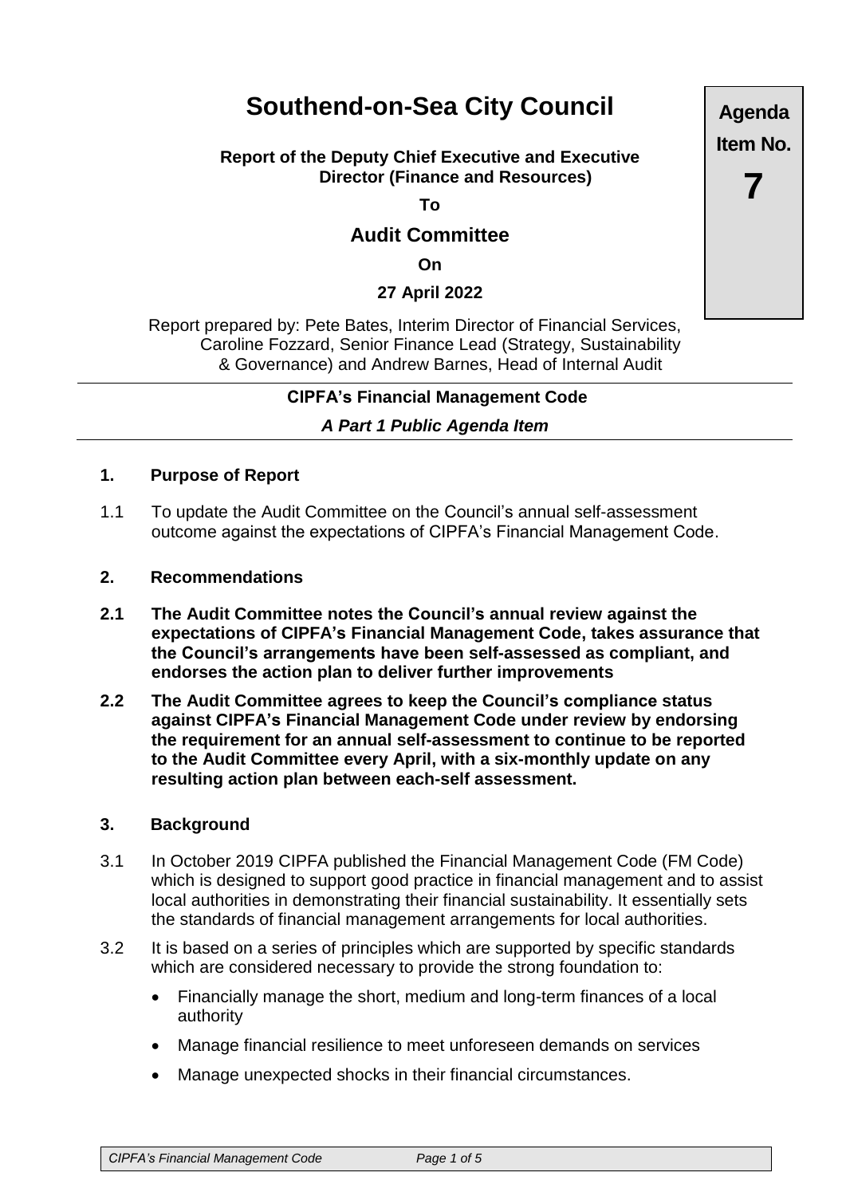# Southend-on-Sea City Council

**Agenda Item No. 7**

**Report of the Deputy Chief Executive and Executive Director (Finance and Resources)**

**To**

## Audit Committee

**On**

**27 April 2022**

Report prepared by: Pete Bates, Interim Director of Financial Services, Caroline Fozzard, Senior Finance Lead (Strategy, Sustainability & Governance) and Andrew Barnes, Head of Internal Audit

---

**CIPFA's Financial Management Code**

***A Part 1 Public Agenda Item***

---

### 1. Purpose of Report

1.1 To update the Audit Committee on the Council's annual self-assessment outcome against the expectations of CIPFA's Financial Management Code.

### 2. Recommendations

**2.1 The Audit Committee notes the Council's annual review against the expectations of CIPFA's Financial Management Code, takes assurance that the Council's arrangements have been self-assessed as compliant, and endorses the action plan to deliver further improvements**

**2.2 The Audit Committee agrees to keep the Council's compliance status against CIPFA's Financial Management Code under review by endorsing the requirement for an annual self-assessment to continue to be reported to the Audit Committee every April, with a six-monthly update on any resulting action plan between each-self assessment.**

### 3. Background

3.1 In October 2019 CIPFA published the Financial Management Code (FM Code) which is designed to support good practice in financial management and to assist local authorities in demonstrating their financial sustainability. It essentially sets the standards of financial management arrangements for local authorities.

3.2 It is based on a series of principles which are supported by specific standards which are considered necessary to provide the strong foundation to:

- Financially manage the short, medium and long-term finances of a local authority
- Manage financial resilience to meet unforeseen demands on services
- Manage unexpected shocks in their financial circumstances.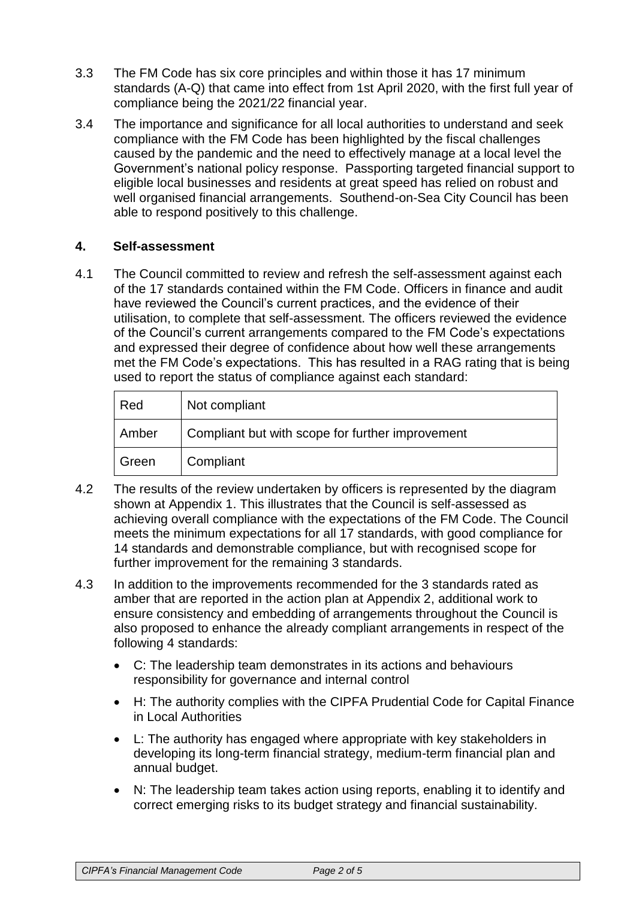3.3 The FM Code has six core principles and within those it has 17 minimum standards (A-Q) that came into effect from 1st April 2020, with the first full year of compliance being the 2021/22 financial year.

3.4 The importance and significance for all local authorities to understand and seek compliance with the FM Code has been highlighted by the fiscal challenges caused by the pandemic and the need to effectively manage at a local level the Government's national policy response. Passporting targeted financial support to eligible local businesses and residents at great speed has relied on robust and well organised financial arrangements. Southend-on-Sea City Council has been able to respond positively to this challenge.

## 4. Self-assessment

4.1 The Council committed to review and refresh the self-assessment against each of the 17 standards contained within the FM Code. Officers in finance and audit have reviewed the Council's current practices, and the evidence of their utilisation, to complete that self-assessment. The officers reviewed the evidence of the Council's current arrangements compared to the FM Code's expectations and expressed their degree of confidence about how well these arrangements met the FM Code's expectations. This has resulted in a RAG rating that is being used to report the status of compliance against each standard:

| Red | Not compliant |
|---|---|
| Amber | Compliant but with scope for further improvement |
| Green | Compliant |

4.2 The results of the review undertaken by officers is represented by the diagram shown at Appendix 1. This illustrates that the Council is self-assessed as achieving overall compliance with the expectations of the FM Code. The Council meets the minimum expectations for all 17 standards, with good compliance for 14 standards and demonstrable compliance, but with recognised scope for further improvement for the remaining 3 standards.

4.3 In addition to the improvements recommended for the 3 standards rated as amber that are reported in the action plan at Appendix 2, additional work to ensure consistency and embedding of arrangements throughout the Council is also proposed to enhance the already compliant arrangements in respect of the following 4 standards:

- C: The leadership team demonstrates in its actions and behaviours responsibility for governance and internal control
- H: The authority complies with the CIPFA Prudential Code for Capital Finance in Local Authorities
- L: The authority has engaged where appropriate with key stakeholders in developing its long-term financial strategy, medium-term financial plan and annual budget.
- N: The leadership team takes action using reports, enabling it to identify and correct emerging risks to its budget strategy and financial sustainability.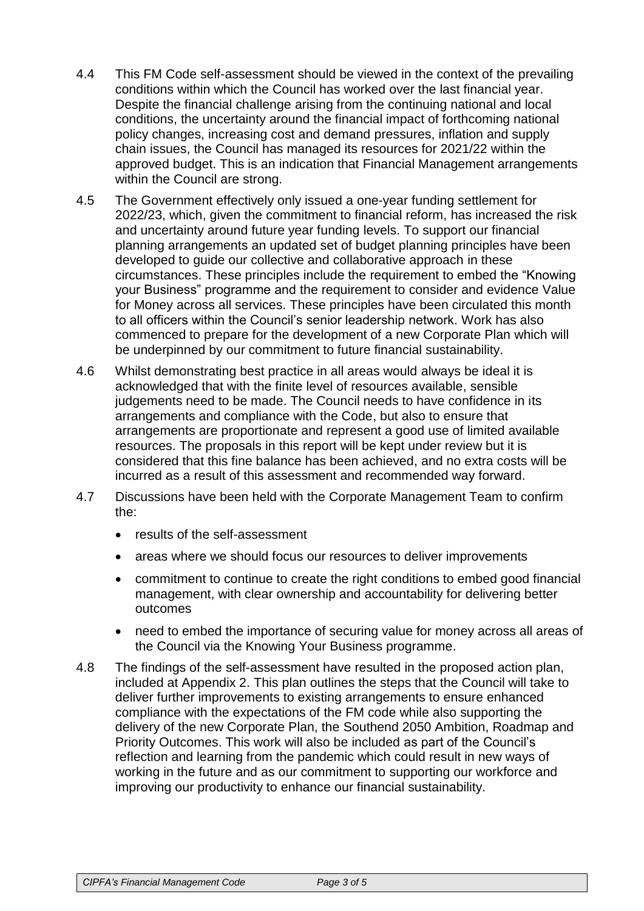4.4 This FM Code self-assessment should be viewed in the context of the prevailing conditions within which the Council has worked over the last financial year. Despite the financial challenge arising from the continuing national and local conditions, the uncertainty around the financial impact of forthcoming national policy changes, increasing cost and demand pressures, inflation and supply chain issues, the Council has managed its resources for 2021/22 within the approved budget. This is an indication that Financial Management arrangements within the Council are strong.

4.5 The Government effectively only issued a one-year funding settlement for 2022/23, which, given the commitment to financial reform, has increased the risk and uncertainty around future year funding levels. To support our financial planning arrangements an updated set of budget planning principles have been developed to guide our collective and collaborative approach in these circumstances. These principles include the requirement to embed the "Knowing your Business" programme and the requirement to consider and evidence Value for Money across all services. These principles have been circulated this month to all officers within the Council's senior leadership network. Work has also commenced to prepare for the development of a new Corporate Plan which will be underpinned by our commitment to future financial sustainability.

4.6 Whilst demonstrating best practice in all areas would always be ideal it is acknowledged that with the finite level of resources available, sensible judgements need to be made. The Council needs to have confidence in its arrangements and compliance with the Code, but also to ensure that arrangements are proportionate and represent a good use of limited available resources. The proposals in this report will be kept under review but it is considered that this fine balance has been achieved, and no extra costs will be incurred as a result of this assessment and recommended way forward.

4.7 Discussions have been held with the Corporate Management Team to confirm the:

- results of the self-assessment
- areas where we should focus our resources to deliver improvements
- commitment to continue to create the right conditions to embed good financial management, with clear ownership and accountability for delivering better outcomes
- need to embed the importance of securing value for money across all areas of the Council via the Knowing Your Business programme.

4.8 The findings of the self-assessment have resulted in the proposed action plan, included at Appendix 2. This plan outlines the steps that the Council will take to deliver further improvements to existing arrangements to ensure enhanced compliance with the expectations of the FM code while also supporting the delivery of the new Corporate Plan, the Southend 2050 Ambition, Roadmap and Priority Outcomes. This work will also be included as part of the Council's reflection and learning from the pandemic which could result in new ways of working in the future and as our commitment to supporting our workforce and improving our productivity to enhance our financial sustainability.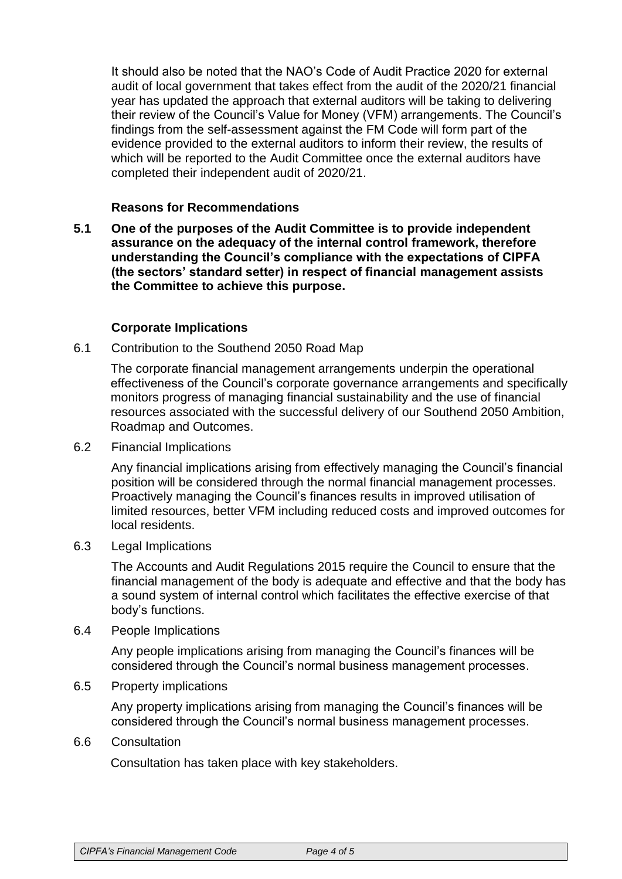It should also be noted that the NAO's Code of Audit Practice 2020 for external audit of local government that takes effect from the audit of the 2020/21 financial year has updated the approach that external auditors will be taking to delivering their review of the Council's Value for Money (VFM) arrangements. The Council's findings from the self-assessment against the FM Code will form part of the evidence provided to the external auditors to inform their review, the results of which will be reported to the Audit Committee once the external auditors have completed their independent audit of 2020/21.

### Reasons for Recommendations

**5.1 One of the purposes of the Audit Committee is to provide independent assurance on the adequacy of the internal control framework, therefore understanding the Council's compliance with the expectations of CIPFA (the sectors' standard setter) in respect of financial management assists the Committee to achieve this purpose.**

### Corporate Implications

6.1 Contribution to the Southend 2050 Road Map

The corporate financial management arrangements underpin the operational effectiveness of the Council's corporate governance arrangements and specifically monitors progress of managing financial sustainability and the use of financial resources associated with the successful delivery of our Southend 2050 Ambition, Roadmap and Outcomes.

6.2 Financial Implications

Any financial implications arising from effectively managing the Council's financial position will be considered through the normal financial management processes. Proactively managing the Council's finances results in improved utilisation of limited resources, better VFM including reduced costs and improved outcomes for local residents.

6.3 Legal Implications

The Accounts and Audit Regulations 2015 require the Council to ensure that the financial management of the body is adequate and effective and that the body has a sound system of internal control which facilitates the effective exercise of that body's functions.

6.4 People Implications

Any people implications arising from managing the Council's finances will be considered through the Council's normal business management processes.

6.5 Property implications

Any property implications arising from managing the Council's finances will be considered through the Council's normal business management processes.

6.6 Consultation

Consultation has taken place with key stakeholders.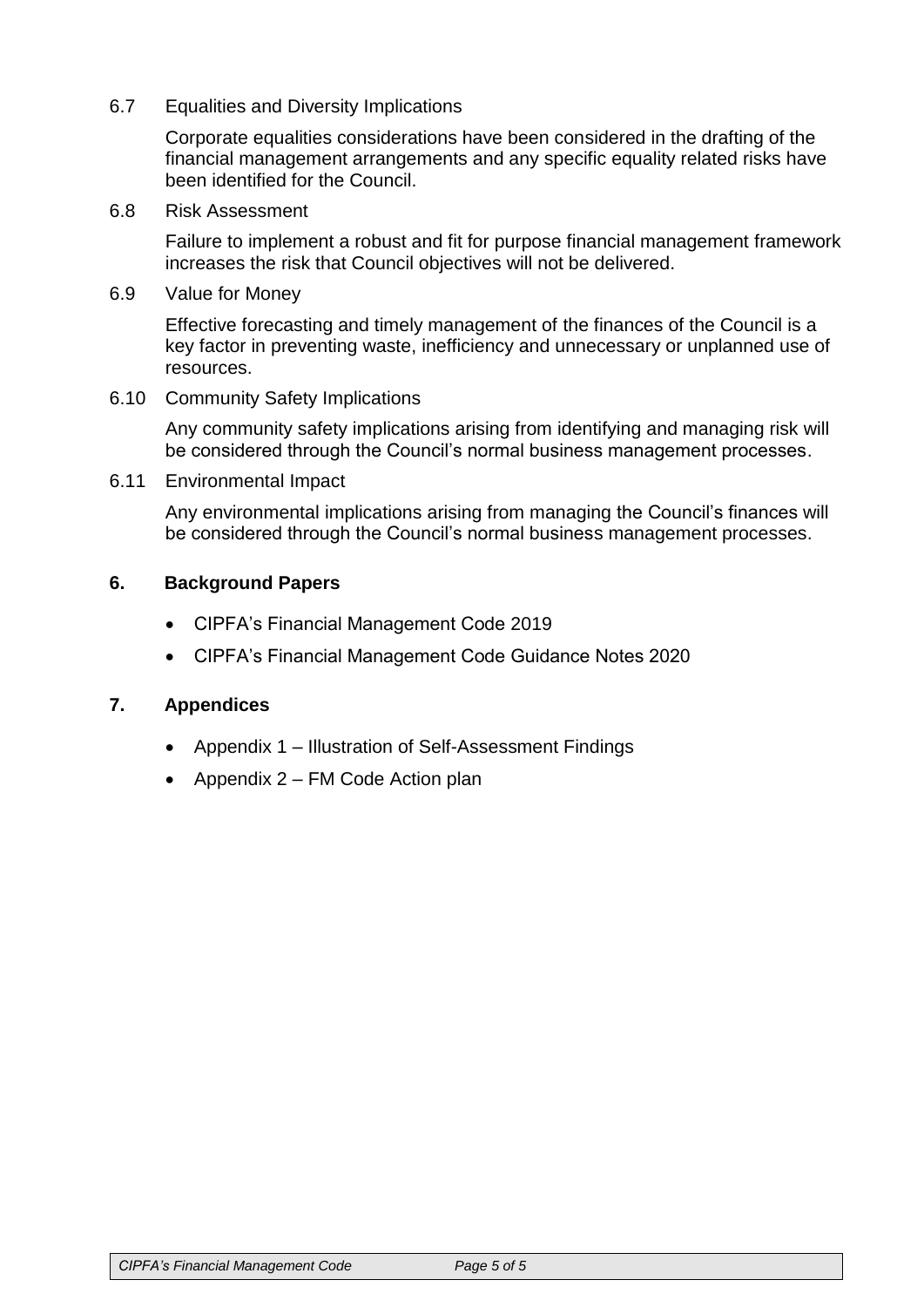6.7 Equalities and Diversity Implications

Corporate equalities considerations have been considered in the drafting of the financial management arrangements and any specific equality related risks have been identified for the Council.

6.8 Risk Assessment

Failure to implement a robust and fit for purpose financial management framework increases the risk that Council objectives will not be delivered.

6.9 Value for Money

Effective forecasting and timely management of the finances of the Council is a key factor in preventing waste, inefficiency and unnecessary or unplanned use of resources.

6.10 Community Safety Implications

Any community safety implications arising from identifying and managing risk will be considered through the Council's normal business management processes.

6.11 Environmental Impact

Any environmental implications arising from managing the Council's finances will be considered through the Council's normal business management processes.

## 6. Background Papers

- CIPFA's Financial Management Code 2019
- CIPFA's Financial Management Code Guidance Notes 2020

## 7. Appendices

- Appendix 1 – Illustration of Self-Assessment Findings
- Appendix 2 – FM Code Action plan